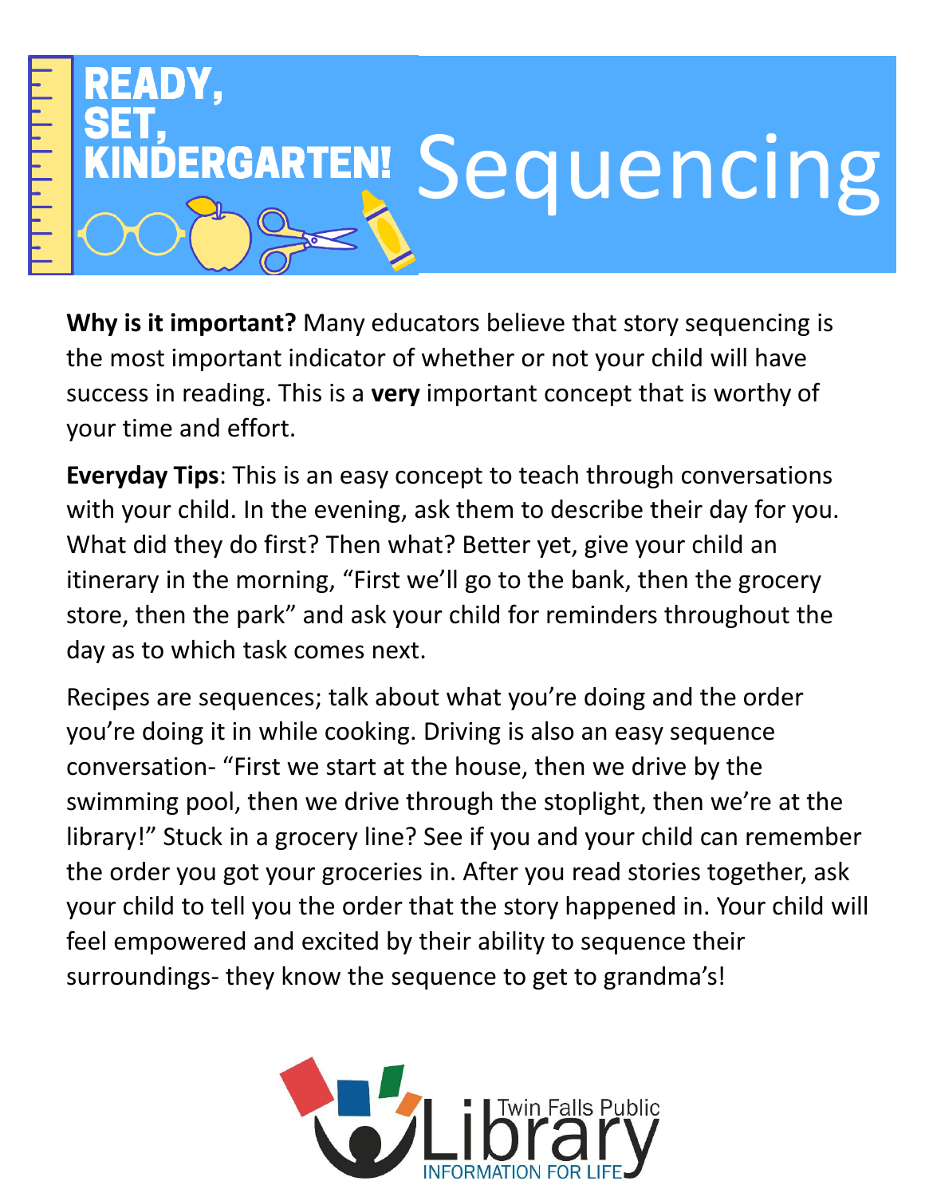# READY, SET, KINDERGARTEN! Sequencing

**Why is it important?** Many educators believe that story sequencing is the most important indicator of whether or not your child will have success in reading. This is a **very** important concept that is worthy of your time and effort.

**Everyday Tips**: This is an easy concept to teach through conversations with your child. In the evening, ask them to describe their day for you. What did they do first? Then what? Better yet, give your child an itinerary in the morning, "First we'll go to the bank, then the grocery store, then the park" and ask your child for reminders throughout the day as to which task comes next.

Recipes are sequences; talk about what you're doing and the order you're doing it in while cooking. Driving is also an easy sequence conversation- "First we start at the house, then we drive by the swimming pool, then we drive through the stoplight, then we're at the library!" Stuck in a grocery line? See if you and your child can remember the order you got your groceries in. After you read stories together, ask your child to tell you the order that the story happened in. Your child will feel empowered and excited by their ability to sequence their surroundings- they know the sequence to get to grandma's!

Twin Falls Public Library
INFORMATION FOR LIFE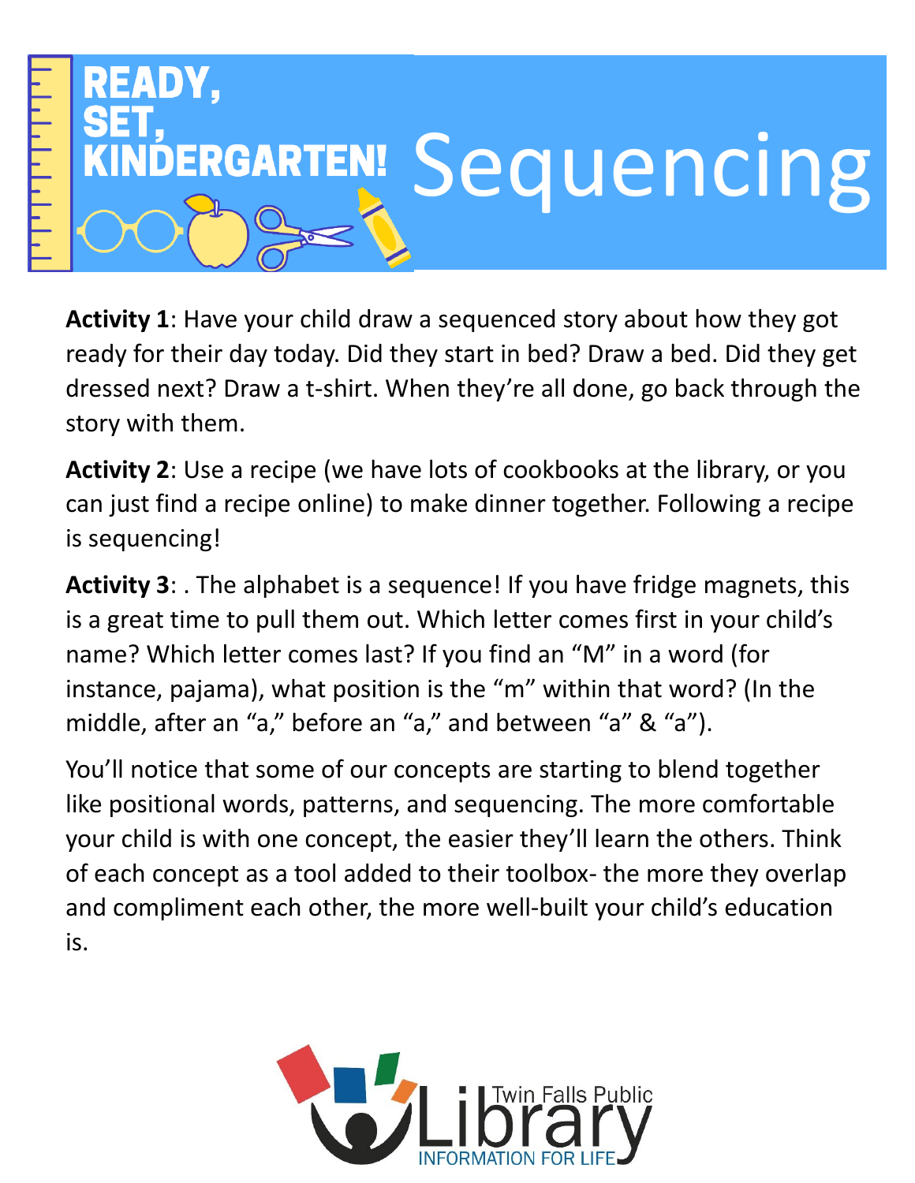# READY, SET, KINDERGARTEN! Sequencing

**Activity 1**: Have your child draw a sequenced story about how they got ready for their day today. Did they start in bed? Draw a bed. Did they get dressed next? Draw a t-shirt. When they're all done, go back through the story with them.

**Activity 2**: Use a recipe (we have lots of cookbooks at the library, or you can just find a recipe online) to make dinner together. Following a recipe is sequencing!

**Activity 3**: . The alphabet is a sequence! If you have fridge magnets, this is a great time to pull them out. Which letter comes first in your child's name? Which letter comes last? If you find an "M" in a word (for instance, pajama), what position is the "m" within that word? (In the middle, after an "a," before an "a," and between "a" & "a").

You'll notice that some of our concepts are starting to blend together like positional words, patterns, and sequencing. The more comfortable your child is with one concept, the easier they'll learn the others. Think of each concept as a tool added to their toolbox- the more they overlap and compliment each other, the more well-built your child's education is.

Twin Falls Public Library
INFORMATION FOR LIFE